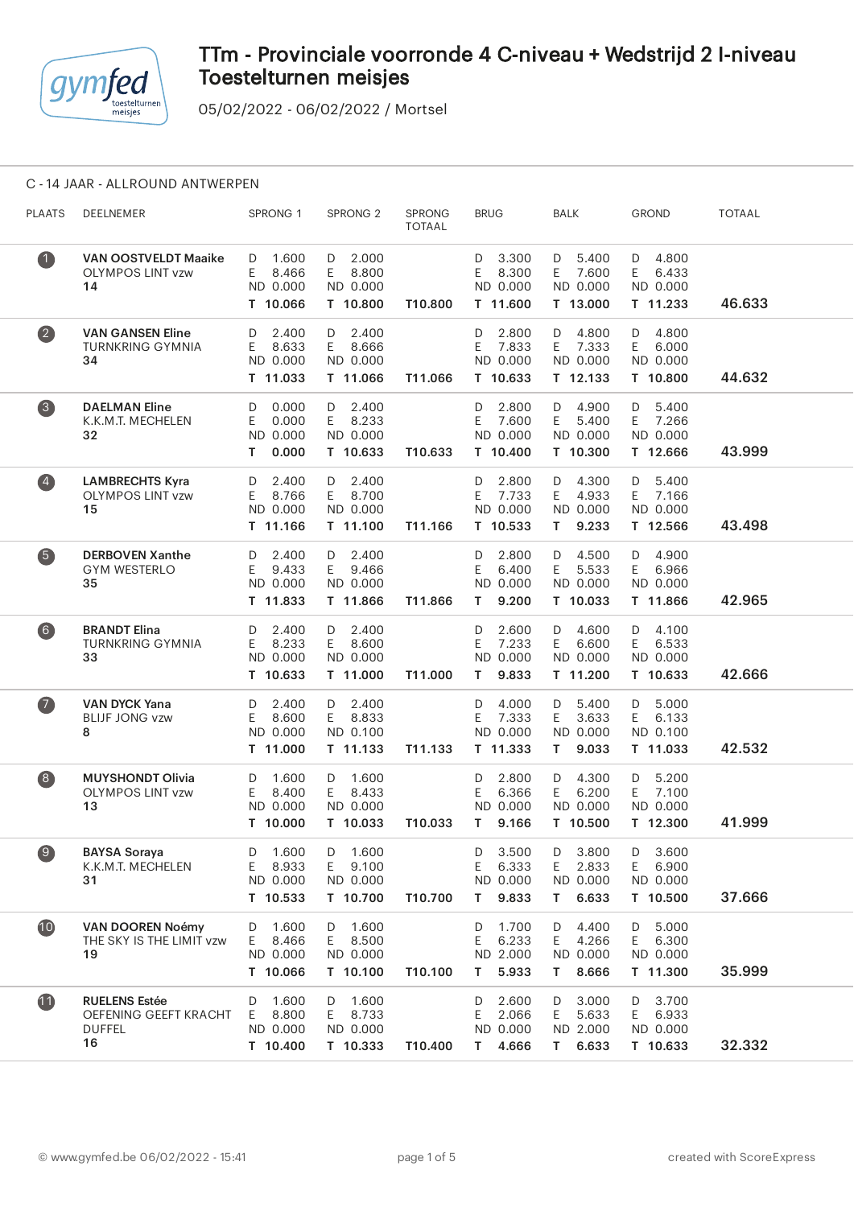# TTm - Provinciale voorronde 4 C-niveau + Wedstrijd 2 I-niveau Toestelturnen meisjes

05/02/2022 - 06/02/2022 / Mortsel

## C - 14 JAAR - ALLROUND ANTWERPEN

| PLAATS | DEELNEMER | SPRONG 1 | SPRONG 2 | SPRONG TOTAAL | BRUG | BALK | GROND | TOTAAL |
|---|---|---|---|---|---|---|---|---|
| 1 | **VAN OOSTVELDT Maaike**<br>OLYMPOS LINT vzw<br>**14** | D 1.600<br>E 8.466<br>ND 0.000<br>**T 10.066** | D 2.000<br>E 8.800<br>ND 0.000<br>**T 10.800** | **T10.800** | D 3.300<br>E 8.300<br>ND 0.000<br>**T 11.600** | D 5.400<br>E 7.600<br>ND 0.000<br>**T 13.000** | D 4.800<br>E 6.433<br>ND 0.000<br>**T 11.233** | **46.633** |
| 2 | **VAN GANSEN Eline**<br>TURNKRING GYMNIA<br>**34** | D 2.400<br>E 8.633<br>ND 0.000<br>**T 11.033** | D 2.400<br>E 8.666<br>ND 0.000<br>**T 11.066** | **T11.066** | D 2.800<br>E 7.833<br>ND 0.000<br>**T 10.633** | D 4.800<br>E 7.333<br>ND 0.000<br>**T 12.133** | D 4.800<br>E 6.000<br>ND 0.000<br>**T 10.800** | **44.632** |
| 3 | **DAELMAN Eline**<br>K.K.M.T. MECHELEN<br>**32** | D 0.000<br>E 0.000<br>ND 0.000<br>**T 0.000** | D 2.400<br>E 8.233<br>ND 0.000<br>**T 10.633** | **T10.633** | D 2.800<br>E 7.600<br>ND 0.000<br>**T 10.400** | D 4.900<br>E 5.400<br>ND 0.000<br>**T 10.300** | D 5.400<br>E 7.266<br>ND 0.000<br>**T 12.666** | **43.999** |
| 4 | **LAMBRECHTS Kyra**<br>OLYMPOS LINT vzw<br>**15** | D 2.400<br>E 8.766<br>ND 0.000<br>**T 11.166** | D 2.400<br>E 8.700<br>ND 0.000<br>**T 11.100** | **T11.166** | D 2.800<br>E 7.733<br>ND 0.000<br>**T 10.533** | D 4.300<br>E 4.933<br>ND 0.000<br>**T 9.233** | D 5.400<br>E 7.166<br>ND 0.000<br>**T 12.566** | **43.498** |
| 5 | **DERBOVEN Xanthe**<br>GYM WESTERLO<br>**35** | D 2.400<br>E 9.433<br>ND 0.000<br>**T 11.833** | D 2.400<br>E 9.466<br>ND 0.000<br>**T 11.866** | **T11.866** | D 2.800<br>E 6.400<br>ND 0.000<br>**T 9.200** | D 4.500<br>E 5.533<br>ND 0.000<br>**T 10.033** | D 4.900<br>E 6.966<br>ND 0.000<br>**T 11.866** | **42.965** |
| 6 | **BRANDT Elina**<br>TURNKRING GYMNIA<br>**33** | D 2.400<br>E 8.233<br>ND 0.000<br>**T 10.633** | D 2.400<br>E 8.600<br>ND 0.000<br>**T 11.000** | **T11.000** | D 2.600<br>E 7.233<br>ND 0.000<br>**T 9.833** | D 4.600<br>E 6.600<br>ND 0.000<br>**T 11.200** | D 4.100<br>E 6.533<br>ND 0.000<br>**T 10.633** | **42.666** |
| 7 | **VAN DYCK Yana**<br>BLIJF JONG vzw<br>**8** | D 2.400<br>E 8.600<br>ND 0.000<br>**T 11.000** | D 2.400<br>E 8.833<br>ND 0.100<br>**T 11.133** | **T11.133** | D 4.000<br>E 7.333<br>ND 0.000<br>**T 11.333** | D 5.400<br>E 3.633<br>ND 0.000<br>**T 9.033** | D 5.000<br>E 6.133<br>ND 0.100<br>**T 11.033** | **42.532** |
| 8 | **MUYSHONDT Olivia**<br>OLYMPOS LINT vzw<br>**13** | D 1.600<br>E 8.400<br>ND 0.000<br>**T 10.000** | D 1.600<br>E 8.433<br>ND 0.000<br>**T 10.033** | **T10.033** | D 2.800<br>E 6.366<br>ND 0.000<br>**T 9.166** | D 4.300<br>E 6.200<br>ND 0.000<br>**T 10.500** | D 5.200<br>E 7.100<br>ND 0.000<br>**T 12.300** | **41.999** |
| 9 | **BAYSA Soraya**<br>K.K.M.T. MECHELEN<br>**31** | D 1.600<br>E 8.933<br>ND 0.000<br>**T 10.533** | D 1.600<br>E 9.100<br>ND 0.000<br>**T 10.700** | **T10.700** | D 3.500<br>E 6.333<br>ND 0.000<br>**T 9.833** | D 3.800<br>E 2.833<br>ND 0.000<br>**T 6.633** | D 3.600<br>E 6.900<br>ND 0.000<br>**T 10.500** | **37.666** |
| 10 | **VAN DOOREN Noémy**<br>THE SKY IS THE LIMIT vzw<br>**19** | D 1.600<br>E 8.466<br>ND 0.000<br>**T 10.066** | D 1.600<br>E 8.500<br>ND 0.000<br>**T 10.100** | **T10.100** | D 1.700<br>E 6.233<br>ND 2.000<br>**T 5.933** | D 4.400<br>E 4.266<br>ND 0.000<br>**T 8.666** | D 5.000<br>E 6.300<br>ND 0.000<br>**T 11.300** | **35.999** |
| 11 | **RUELENS Estée**<br>OEFENING GEEFT KRACHT DUFFEL<br>**16** | D 1.600<br>E 8.800<br>ND 0.000<br>**T 10.400** | D 1.600<br>E 8.733<br>ND 0.000<br>**T 10.333** | **T10.400** | D 2.600<br>E 2.066<br>ND 0.000<br>**T 4.666** | D 3.000<br>E 5.633<br>ND 2.000<br>**T 6.633** | D 3.700<br>E 6.933<br>ND 0.000<br>**T 10.633** | **32.332** |

© www.gymfed.be 06/02/2022 - 15:41 created with ScoreExpress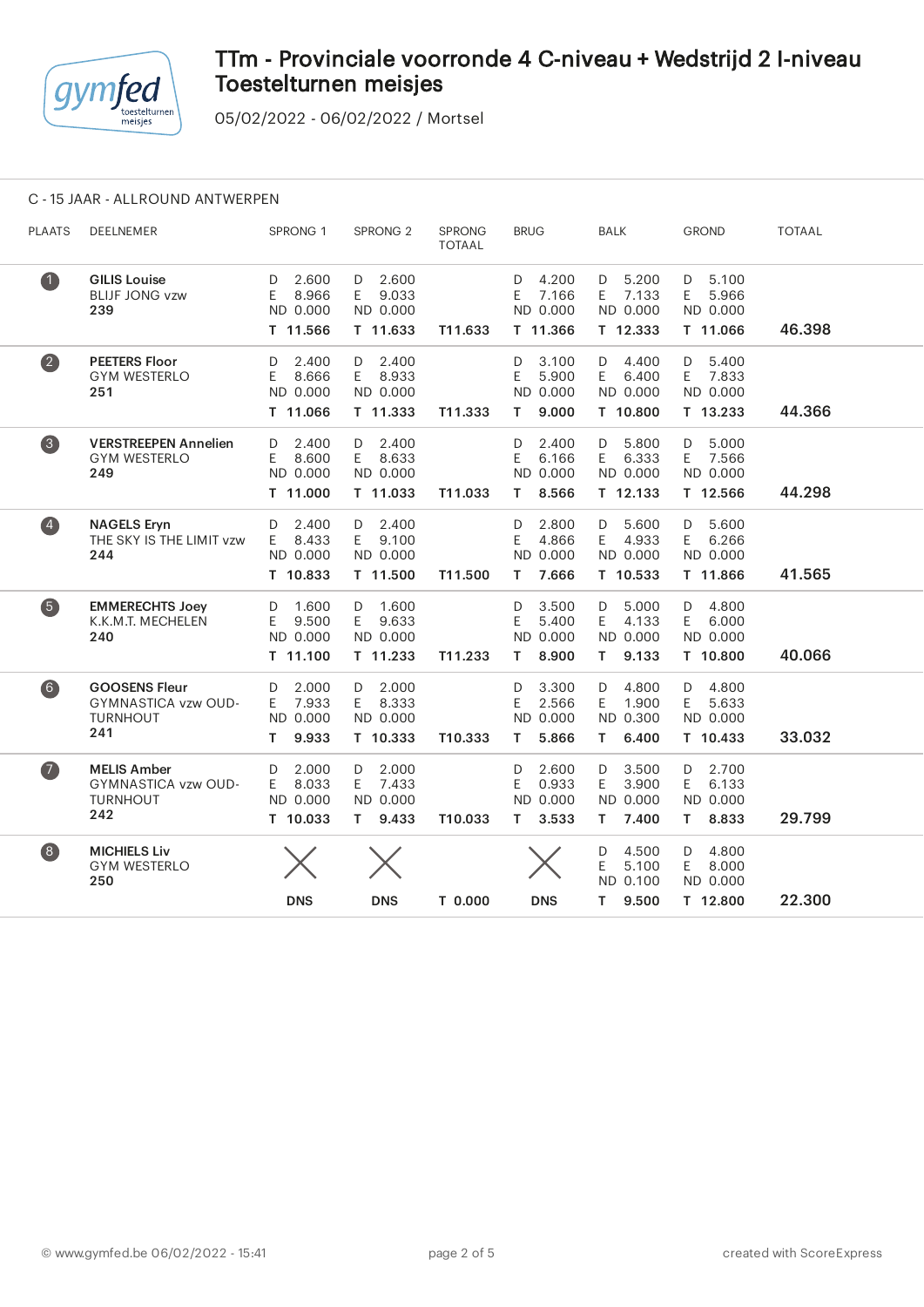# TTm - Provinciale voorronde 4 C-niveau + Wedstrijd 2 I-niveau Toestelturnen meisjes

05/02/2022 - 06/02/2022 / Mortsel

## C - 15 JAAR - ALLROUND ANTWERPEN

| PLAATS | DEELNEMER | SPRONG 1 | SPRONG 2 | SPRONG TOTAAL | BRUG | BALK | GROND | TOTAAL |
|---|---|---|---|---|---|---|---|---|
| 1 | **GILIS Louise** BLIJF JONG vzw **239** | D 2.600 E 8.966 ND 0.000 **T 11.566** | D 2.600 E 9.033 ND 0.000 **T 11.633** | **T11.633** | D 4.200 E 7.166 ND 0.000 **T 11.366** | D 5.200 E 7.133 ND 0.000 **T 12.333** | D 5.100 E 5.966 ND 0.000 **T 11.066** | **46.398** |
| 2 | **PEETERS Floor** GYM WESTERLO **251** | D 2.400 E 8.666 ND 0.000 **T 11.066** | D 2.400 E 8.933 ND 0.000 **T 11.333** | **T11.333** | D 3.100 E 5.900 ND 0.000 **T 9.000** | D 4.400 E 6.400 ND 0.000 **T 10.800** | D 5.400 E 7.833 ND 0.000 **T 13.233** | **44.366** |
| 3 | **VERSTREEPEN Annelien** GYM WESTERLO **249** | D 2.400 E 8.600 ND 0.000 **T 11.000** | D 2.400 E 8.633 ND 0.000 **T 11.033** | **T11.033** | D 2.400 E 6.166 ND 0.000 **T 8.566** | D 5.800 E 6.333 ND 0.000 **T 12.133** | D 5.000 E 7.566 ND 0.000 **T 12.566** | **44.298** |
| 4 | **NAGELS Eryn** THE SKY IS THE LIMIT vzw **244** | D 2.400 E 8.433 ND 0.000 **T 10.833** | D 2.400 E 9.100 ND 0.000 **T 11.500** | **T11.500** | D 2.800 E 4.866 ND 0.000 **T 7.666** | D 5.600 E 4.933 ND 0.000 **T 10.533** | D 5.600 E 6.266 ND 0.000 **T 11.866** | **41.565** |
| 5 | **EMMERECHTS Joey** K.K.M.T. MECHELEN **240** | D 1.600 E 9.500 ND 0.000 **T 11.100** | D 1.600 E 9.633 ND 0.000 **T 11.233** | **T11.233** | D 3.500 E 5.400 ND 0.000 **T 8.900** | D 5.000 E 4.133 ND 0.000 **T 9.133** | D 4.800 E 6.000 ND 0.000 **T 10.800** | **40.066** |
| 6 | **GOOSENS Fleur** GYMNASTICA vzw OUD-TURNHOUT **241** | D 2.000 E 7.933 ND 0.000 **T 9.933** | D 2.000 E 8.333 ND 0.000 **T 10.333** | **T10.333** | D 3.300 E 2.566 ND 0.000 **T 5.866** | D 4.800 E 1.900 ND 0.300 **T 6.400** | D 4.800 E 5.633 ND 0.000 **T 10.433** | **33.032** |
| 7 | **MELIS Amber** GYMNASTICA vzw OUD-TURNHOUT **242** | D 2.000 E 8.033 ND 0.000 **T 10.033** | D 2.000 E 7.433 ND 0.000 **T 9.433** | **T10.033** | D 2.600 E 0.933 ND 0.000 **T 3.533** | D 3.500 E 3.900 ND 0.000 **T 7.400** | D 2.700 E 6.133 ND 0.000 **T 8.833** | **29.799** |
| 8 | **MICHIELS Liv** GYM WESTERLO **250** | **DNS** | **DNS** | **T 0.000** | **DNS** | D 4.500 E 5.100 ND 0.100 **T 9.500** | D 4.800 E 8.000 ND 0.000 **T 12.800** | **22.300** |

© www.gymfed.be 06/02/2022 - 15:41

created with ScoreExpress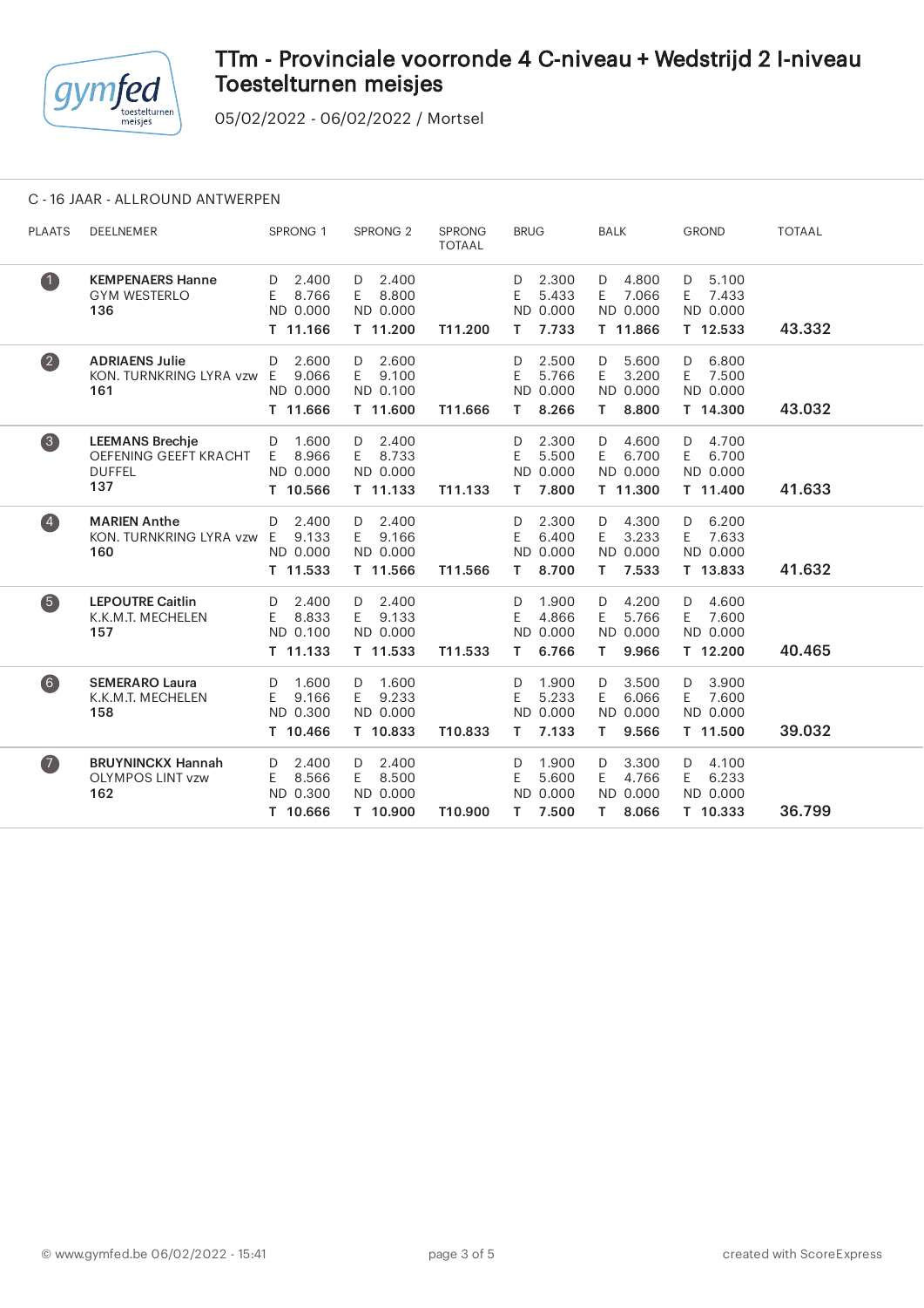# TTm - Provinciale voorronde 4 C-niveau + Wedstrijd 2 I-niveau Toestelturnen meisjes

05/02/2022 - 06/02/2022 / Mortsel

## C - 16 JAAR - ALLROUND ANTWERPEN

| PLAATS | DEELNEMER | SPRONG 1 | SPRONG 2 | SPRONG TOTAAL | BRUG | BALK | GROND | TOTAAL |
|---|---|---|---|---|---|---|---|---|
| 1 | **KEMPENAERS Hanne**<br>GYM WESTERLO<br>**136** | D 2.400<br>E 8.766<br>ND 0.000<br>**T 11.166** | D 2.400<br>E 8.800<br>ND 0.000<br>**T 11.200** | **T11.200** | D 2.300<br>E 5.433<br>ND 0.000<br>**T 7.733** | D 4.800<br>E 7.066<br>ND 0.000<br>**T 11.866** | D 5.100<br>E 7.433<br>ND 0.000<br>**T 12.533** | **43.332** |
| 2 | **ADRIAENS Julie**<br>KON. TURNKRING LYRA vzw<br>**161** | D 2.600<br>E 9.066<br>ND 0.000<br>**T 11.666** | D 2.600<br>E 9.100<br>ND 0.100<br>**T 11.600** | **T11.666** | D 2.500<br>E 5.766<br>ND 0.000<br>**T 8.266** | D 5.600<br>E 3.200<br>ND 0.000<br>**T 8.800** | D 6.800<br>E 7.500<br>ND 0.000<br>**T 14.300** | **43.032** |
| 3 | **LEEMANS Brechje**<br>OEFENING GEEFT KRACHT DUFFEL<br>**137** | D 1.600<br>E 8.966<br>ND 0.000<br>**T 10.566** | D 2.400<br>E 8.733<br>ND 0.000<br>**T 11.133** | **T11.133** | D 2.300<br>E 5.500<br>ND 0.000<br>**T 7.800** | D 4.600<br>E 6.700<br>ND 0.000<br>**T 11.300** | D 4.700<br>E 6.700<br>ND 0.000<br>**T 11.400** | **41.633** |
| 4 | **MARIEN Anthe**<br>KON. TURNKRING LYRA vzw<br>**160** | D 2.400<br>E 9.133<br>ND 0.000<br>**T 11.533** | D 2.400<br>E 9.166<br>ND 0.000<br>**T 11.566** | **T11.566** | D 2.300<br>E 6.400<br>ND 0.000<br>**T 8.700** | D 4.300<br>E 3.233<br>ND 0.000<br>**T 7.533** | D 6.200<br>E 7.633<br>ND 0.000<br>**T 13.833** | **41.632** |
| 5 | **LEPOUTRE Caitlin**<br>K.K.M.T. MECHELEN<br>**157** | D 2.400<br>E 8.833<br>ND 0.100<br>**T 11.133** | D 2.400<br>E 9.133<br>ND 0.000<br>**T 11.533** | **T11.533** | D 1.900<br>E 4.866<br>ND 0.000<br>**T 6.766** | D 4.200<br>E 5.766<br>ND 0.000<br>**T 9.966** | D 4.600<br>E 7.600<br>ND 0.000<br>**T 12.200** | **40.465** |
| 6 | **SEMERARO Laura**<br>K.K.M.T. MECHELEN<br>**158** | D 1.600<br>E 9.166<br>ND 0.300<br>**T 10.466** | D 1.600<br>E 9.233<br>ND 0.000<br>**T 10.833** | **T10.833** | D 1.900<br>E 5.233<br>ND 0.000<br>**T 7.133** | D 3.500<br>E 6.066<br>ND 0.000<br>**T 9.566** | D 3.900<br>E 7.600<br>ND 0.000<br>**T 11.500** | **39.032** |
| 7 | **BRUYNINCKX Hannah**<br>OLYMPOS LINT vzw<br>**162** | D 2.400<br>E 8.566<br>ND 0.300<br>**T 10.666** | D 2.400<br>E 8.500<br>ND 0.000<br>**T 10.900** | **T10.900** | D 1.900<br>E 5.600<br>ND 0.000<br>**T 7.500** | D 3.300<br>E 4.766<br>ND 0.000<br>**T 8.066** | D 4.100<br>E 6.233<br>ND 0.000<br>**T 10.333** | **36.799** |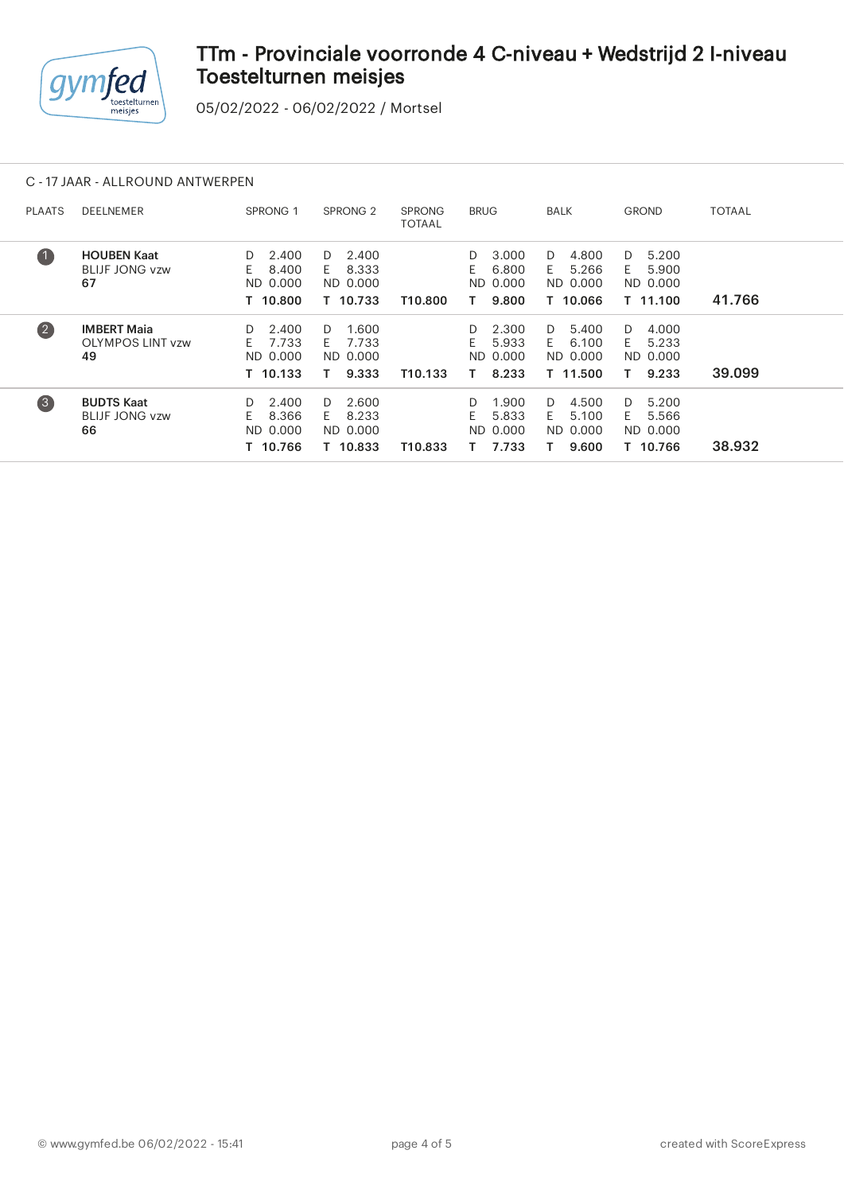# TTm - Provinciale voorronde 4 C-niveau + Wedstrijd 2 I-niveau Toestelturnen meisjes

05/02/2022 - 06/02/2022 / Mortsel

C - 17 JAAR - ALLROUND ANTWERPEN

| PLAATS | DEELNEMER | SPRONG 1 | SPRONG 2 | SPRONG TOTAAL | BRUG | BALK | GROND | TOTAAL |
|---|---|---|---|---|---|---|---|---|
| 1 | **HOUBEN Kaat** BLIJF JONG vzw **67** | D 2.400 E 8.400 ND 0.000 **T 10.800** | D 2.400 E 8.333 ND 0.000 **T 10.733** | **T10.800** | D 3.000 E 6.800 ND 0.000 **T 9.800** | D 4.800 E 5.266 ND 0.000 **T 10.066** | D 5.200 E 5.900 ND 0.000 **T 11.100** | **41.766** |
| 2 | **IMBERT Maia** OLYMPOS LINT vzw **49** | D 2.400 E 7.733 ND 0.000 **T 10.133** | D 1.600 E 7.733 ND 0.000 **T 9.333** | **T10.133** | D 2.300 E 5.933 ND 0.000 **T 8.233** | D 5.400 E 6.100 ND 0.000 **T 11.500** | D 4.000 E 5.233 ND 0.000 **T 9.233** | **39.099** |
| 3 | **BUDTS Kaat** BLIJF JONG vzw **66** | D 2.400 E 8.366 ND 0.000 **T 10.766** | D 2.600 E 8.233 ND 0.000 **T 10.833** | **T10.833** | D 1.900 E 5.833 ND 0.000 **T 7.733** | D 4.500 E 5.100 ND 0.000 **T 9.600** | D 5.200 E 5.566 ND 0.000 **T 10.766** | **38.932** |

© www.gymfed.be 06/02/2022 - 15:41 — created with ScoreExpress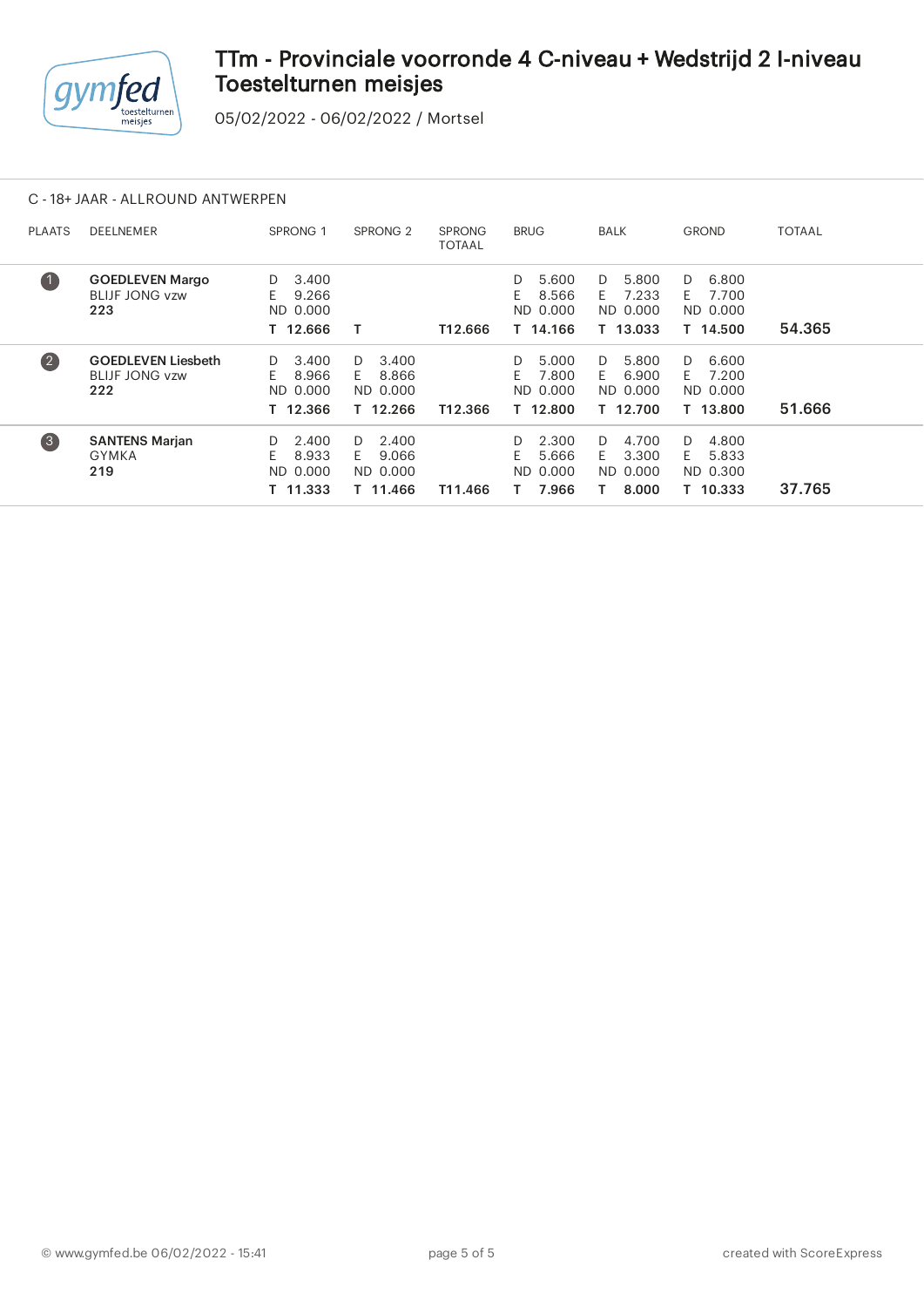# TTm - Provinciale voorronde 4 C-niveau + Wedstrijd 2 I-niveau Toestelturnen meisjes

05/02/2022 - 06/02/2022 / Mortsel

C - 18+ JAAR - ALLROUND ANTWERPEN

| PLAATS | DEELNEMER | SPRONG 1 | SPRONG 2 | SPRONG TOTAAL | BRUG | BALK | GROND | TOTAAL |
|---|---|---|---|---|---|---|---|---|
| 1 | **GOEDLEVEN Margo** BLIJF JONG vzw **223** | D 3.400 E 9.266 ND 0.000 **T 12.666** | **T** | **T12.666** | D 5.600 E 8.566 ND 0.000 **T 14.166** | D 5.800 E 7.233 ND 0.000 **T 13.033** | D 6.800 E 7.700 ND 0.000 **T 14.500** | **54.365** |
| 2 | **GOEDLEVEN Liesbeth** BLIJF JONG vzw **222** | D 3.400 E 8.966 ND 0.000 **T 12.366** | D 3.400 E 8.866 ND 0.000 **T 12.266** | **T12.366** | D 5.000 E 7.800 ND 0.000 **T 12.800** | D 5.800 E 6.900 ND 0.000 **T 12.700** | D 6.600 E 7.200 ND 0.000 **T 13.800** | **51.666** |
| 3 | **SANTENS Marjan** GYMKA **219** | D 2.400 E 8.933 ND 0.000 **T 11.333** | D 2.400 E 9.066 ND 0.000 **T 11.466** | **T11.466** | D 2.300 E 5.666 ND 0.000 **T 7.966** | D 4.700 E 3.300 ND 0.000 **T 8.000** | D 4.800 E 5.833 ND 0.300 **T 10.333** | **37.765** |